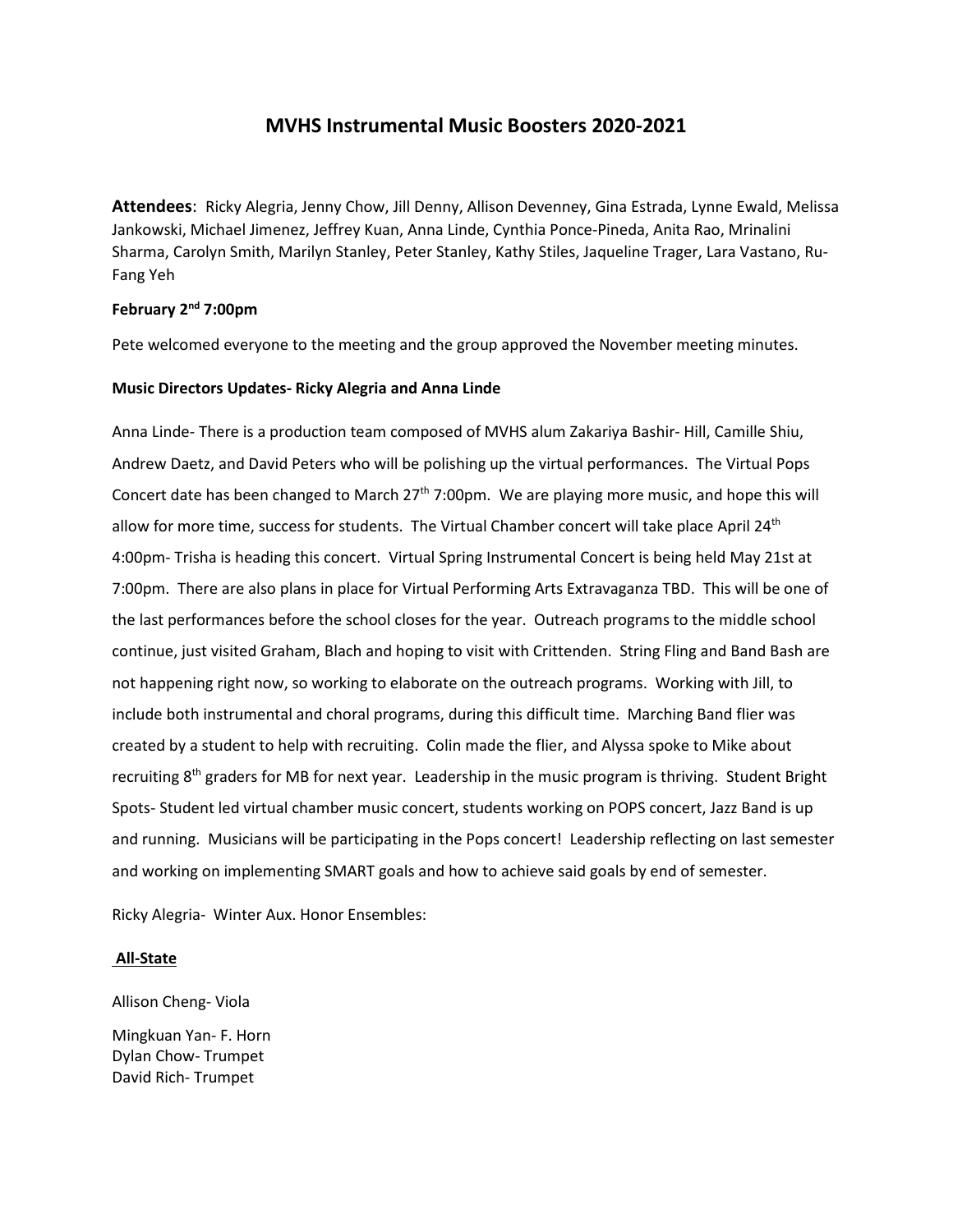# MVHS Instrumental Music Boosters 2020-2021

**Attendees**: Ricky Alegria, Jenny Chow, Jill Denny, Allison Devenney, Gina Estrada, Lynne Ewald, Melissa Jankowski, Michael Jimenez, Jeffrey Kuan, Anna Linde, Cynthia Ponce-Pineda, Anita Rao, Mrinalini Sharma, Carolyn Smith, Marilyn Stanley, Peter Stanley, Kathy Stiles, Jaqueline Trager, Lara Vastano, Ru-Fang Yeh

**February 2nd 7:00pm**

Pete welcomed everyone to the meeting and the group approved the November meeting minutes.

**Music Directors Updates- Ricky Alegria and Anna Linde**

Anna Linde- There is a production team composed of MVHS alum Zakariya Bashir- Hill, Camille Shiu, Andrew Daetz, and David Peters who will be polishing up the virtual performances. The Virtual Pops Concert date has been changed to March 27th 7:00pm. We are playing more music, and hope this will allow for more time, success for students. The Virtual Chamber concert will take place April 24th 4:00pm- Trisha is heading this concert. Virtual Spring Instrumental Concert is being held May 21st at 7:00pm. There are also plans in place for Virtual Performing Arts Extravaganza TBD. This will be one of the last performances before the school closes for the year. Outreach programs to the middle school continue, just visited Graham, Blach and hoping to visit with Crittenden. String Fling and Band Bash are not happening right now, so working to elaborate on the outreach programs. Working with Jill, to include both instrumental and choral programs, during this difficult time. Marching Band flier was created by a student to help with recruiting. Colin made the flier, and Alyssa spoke to Mike about recruiting 8th graders for MB for next year. Leadership in the music program is thriving. Student Bright Spots- Student led virtual chamber music concert, students working on POPS concert, Jazz Band is up and running. Musicians will be participating in the Pops concert! Leadership reflecting on last semester and working on implementing SMART goals and how to achieve said goals by end of semester.

Ricky Alegria- Winter Aux. Honor Ensembles:

**All-State**

Allison Cheng- Viola

Mingkuan Yan- F. Horn
Dylan Chow- Trumpet
David Rich- Trumpet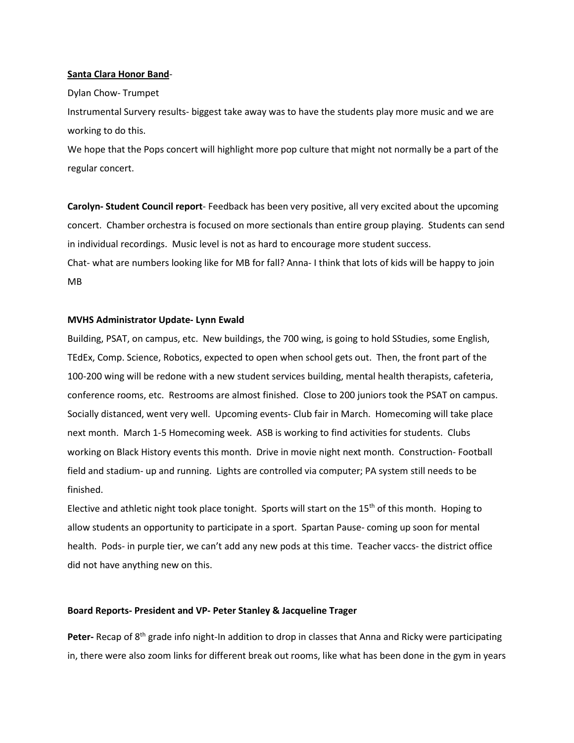**Santa Clara Honor Band**-

Dylan Chow- Trumpet

Instrumental Survery results- biggest take away was to have the students play more music and we are working to do this.

We hope that the Pops concert will highlight more pop culture that might not normally be a part of the regular concert.

**Carolyn- Student Council report**- Feedback has been very positive, all very excited about the upcoming concert. Chamber orchestra is focused on more sectionals than entire group playing. Students can send in individual recordings. Music level is not as hard to encourage more student success.

Chat- what are numbers looking like for MB for fall? Anna- I think that lots of kids will be happy to join MB

**MVHS Administrator Update- Lynn Ewald**

Building, PSAT, on campus, etc. New buildings, the 700 wing, is going to hold SStudies, some English, TEdEx, Comp. Science, Robotics, expected to open when school gets out. Then, the front part of the 100-200 wing will be redone with a new student services building, mental health therapists, cafeteria, conference rooms, etc. Restrooms are almost finished. Close to 200 juniors took the PSAT on campus. Socially distanced, went very well. Upcoming events- Club fair in March. Homecoming will take place next month. March 1-5 Homecoming week. ASB is working to find activities for students. Clubs working on Black History events this month. Drive in movie night next month. Construction- Football field and stadium- up and running. Lights are controlled via computer; PA system still needs to be finished.

Elective and athletic night took place tonight. Sports will start on the 15th of this month. Hoping to allow students an opportunity to participate in a sport. Spartan Pause- coming up soon for mental health. Pods- in purple tier, we can't add any new pods at this time. Teacher vaccs- the district office did not have anything new on this.

**Board Reports- President and VP- Peter Stanley & Jacqueline Trager**

**Peter-** Recap of 8th grade info night-In addition to drop in classes that Anna and Ricky were participating in, there were also zoom links for different break out rooms, like what has been done in the gym in years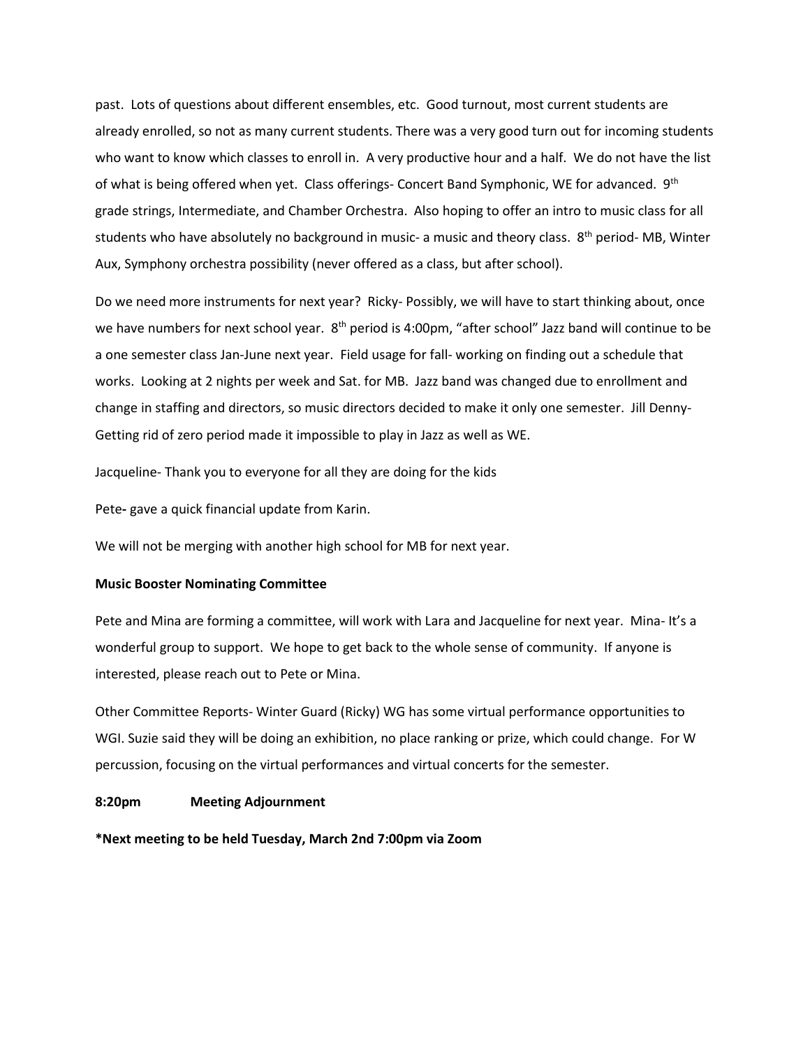past. Lots of questions about different ensembles, etc. Good turnout, most current students are already enrolled, so not as many current students. There was a very good turn out for incoming students who want to know which classes to enroll in. A very productive hour and a half. We do not have the list of what is being offered when yet. Class offerings- Concert Band Symphonic, WE for advanced. 9th grade strings, Intermediate, and Chamber Orchestra. Also hoping to offer an intro to music class for all students who have absolutely no background in music- a music and theory class. 8th period- MB, Winter Aux, Symphony orchestra possibility (never offered as a class, but after school).

Do we need more instruments for next year? Ricky- Possibly, we will have to start thinking about, once we have numbers for next school year. 8th period is 4:00pm, "after school" Jazz band will continue to be a one semester class Jan-June next year. Field usage for fall- working on finding out a schedule that works. Looking at 2 nights per week and Sat. for MB. Jazz band was changed due to enrollment and change in staffing and directors, so music directors decided to make it only one semester. Jill Denny- Getting rid of zero period made it impossible to play in Jazz as well as WE.

Jacqueline- Thank you to everyone for all they are doing for the kids

Pete**-** gave a quick financial update from Karin.

We will not be merging with another high school for MB for next year.

**Music Booster Nominating Committee**

Pete and Mina are forming a committee, will work with Lara and Jacqueline for next year. Mina- It's a wonderful group to support. We hope to get back to the whole sense of community. If anyone is interested, please reach out to Pete or Mina.

Other Committee Reports- Winter Guard (Ricky) WG has some virtual performance opportunities to WGI. Suzie said they will be doing an exhibition, no place ranking or prize, which could change. For W percussion, focusing on the virtual performances and virtual concerts for the semester.

**8:20pm Meeting Adjournment**

**\*Next meeting to be held Tuesday, March 2nd 7:00pm via Zoom**